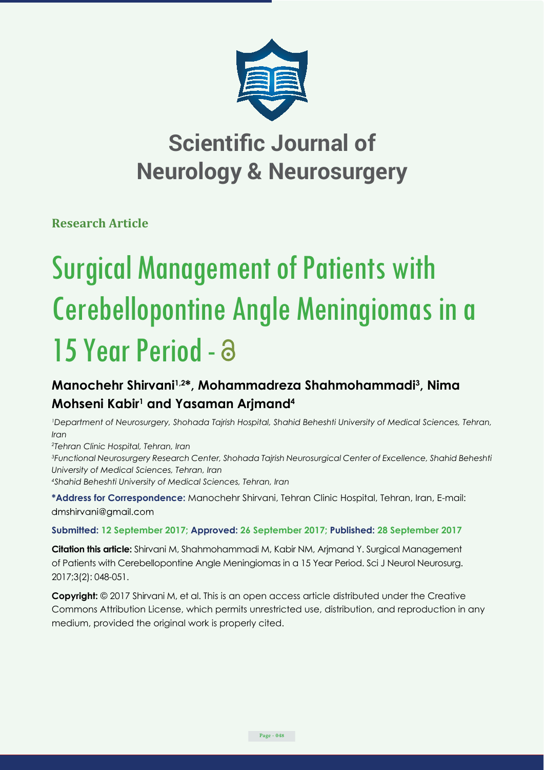# Scientific Journal of Neurology & Neurosurgery

**Research Article**

# Surgical Management of Patients with Cerebellopontine Angle Meningiomas in a 15 Year Period -

## Manochehr Shirvani[1,2]*, Mohammadreza Shahmohammadi[3], Nima Mohseni Kabir[1] and Yasaman Arjmand[4]

[1]*Department of Neurosurgery, Shohada Tajrish Hospital, Shahid Beheshti University of Medical Sciences, Tehran, Iran*

[2]*Tehran Clinic Hospital, Tehran, Iran*

[3]*Functional Neurosurgery Research Center, Shohada Tajrish Neurosurgical Center of Excellence, Shahid Beheshti University of Medical Sciences, Tehran, Iran*

[4]*Shahid Beheshti University of Medical Sciences, Tehran, Iran*

**\*Address for Correspondence:** Manochehr Shirvani, Tehran Clinic Hospital, Tehran, Iran, E-mail: dmshirvani@gmail.com

**Submitted: 12 September 2017; Approved: 26 September 2017; Published: 28 September 2017**

**Citation this article:** Shirvani M, Shahmohammadi M, Kabir NM, Arjmand Y. Surgical Management of Patients with Cerebellopontine Angle Meningiomas in a 15 Year Period. Sci J Neurol Neurosurg. 2017;3(2): 048-051.

**Copyright:** © 2017 Shirvani M, et al. This is an open access article distributed under the Creative Commons Attribution License, which permits unrestricted use, distribution, and reproduction in any medium, provided the original work is properly cited.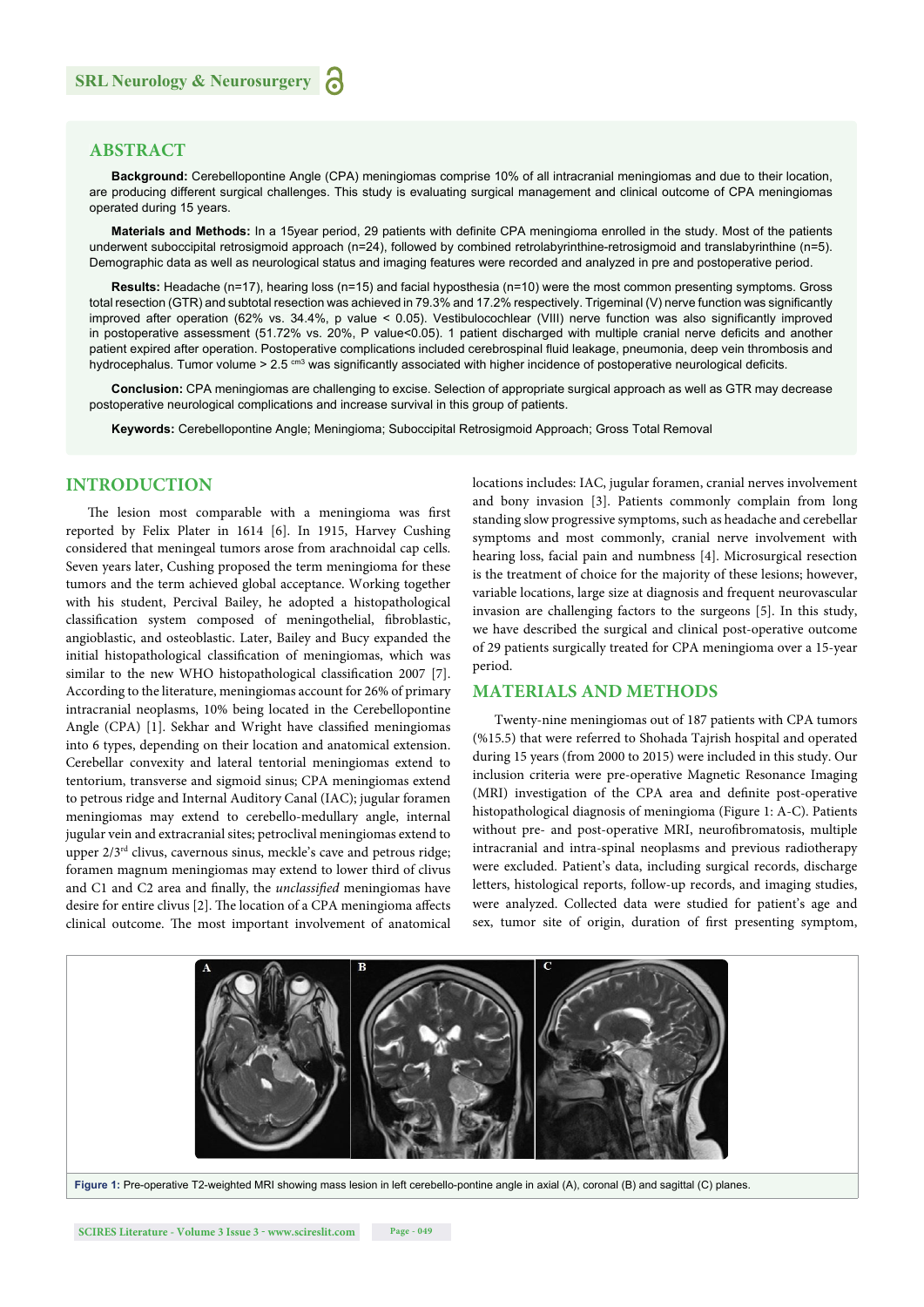## ABSTRACT

**Background:** Cerebellopontine Angle (CPA) meningiomas comprise 10% of all intracranial meningiomas and due to their location, are producing different surgical challenges. This study is evaluating surgical management and clinical outcome of CPA meningiomas operated during 15 years.

**Materials and Methods:** In a 15year period, 29 patients with definite CPA meningioma enrolled in the study. Most of the patients underwent suboccipital retrosigmoid approach (n=24), followed by combined retrolabyrinthine-retrosigmoid and translabyrinthine (n=5). Demographic data as well as neurological status and imaging features were recorded and analyzed in pre and postoperative period.

**Results:** Headache (n=17), hearing loss (n=15) and facial hyposthesia (n=10) were the most common presenting symptoms. Gross total resection (GTR) and subtotal resection was achieved in 79.3% and 17.2% respectively. Trigeminal (V) nerve function was significantly improved after operation (62% vs. 34.4%, p value < 0.05). Vestibulocochlear (VIII) nerve function was also significantly improved in postoperative assessment (51.72% vs. 20%, P value<0.05). 1 patient discharged with multiple cranial nerve deficits and another patient expired after operation. Postoperative complications included cerebrospinal fluid leakage, pneumonia, deep vein thrombosis and hydrocephalus. Tumor volume > 2.5 $^{cm3}$ was significantly associated with higher incidence of postoperative neurological deficits.

**Conclusion:** CPA meningiomas are challenging to excise. Selection of appropriate surgical approach as well as GTR may decrease postoperative neurological complications and increase survival in this group of patients.

**Keywords:** Cerebellopontine Angle; Meningioma; Suboccipital Retrosigmoid Approach; Gross Total Removal

## INTRODUCTION

The lesion most comparable with a meningioma was first reported by Felix Plater in 1614 [6]. In 1915, Harvey Cushing considered that meningeal tumors arose from arachnoidal cap cells. Seven years later, Cushing proposed the term meningioma for these tumors and the term achieved global acceptance. Working together with his student, Percival Bailey, he adopted a histopathological classification system composed of meningothelial, fibroblastic, angioblastic, and osteoblastic. Later, Bailey and Bucy expanded the initial histopathological classification of meningiomas, which was similar to the new WHO histopathological classification 2007 [7]. According to the literature, meningiomas account for 26% of primary intracranial neoplasms, 10% being located in the Cerebellopontine Angle (CPA) [1]. Sekhar and Wright have classified meningiomas into 6 types, depending on their location and anatomical extension. Cerebellar convexity and lateral tentorial meningiomas extend to tentorium, transverse and sigmoid sinus; CPA meningiomas extend to petrous ridge and Internal Auditory Canal (IAC); jugular foramen meningiomas may extend to cerebello-medullary angle, internal jugular vein and extracranial sites; petroclival meningiomas extend to upper 2/3rd clivus, cavernous sinus, meckle's cave and petrous ridge; foramen magnum meningiomas may extend to lower third of clivus and C1 and C2 area and finally, the *unclassified* meningiomas have desire for entire clivus [2]. The location of a CPA meningioma affects clinical outcome. The most important involvement of anatomical locations includes: IAC, jugular foramen, cranial nerves involvement and bony invasion [3]. Patients commonly complain from long standing slow progressive symptoms, such as headache and cerebellar symptoms and most commonly, cranial nerve involvement with hearing loss, facial pain and numbness [4]. Microsurgical resection is the treatment of choice for the majority of these lesions; however, variable locations, large size at diagnosis and frequent neurovascular invasion are challenging factors to the surgeons [5]. In this study, we have described the surgical and clinical post-operative outcome of 29 patients surgically treated for CPA meningioma over a 15-year period.

## MATERIALS AND METHODS

Twenty-nine meningiomas out of 187 patients with CPA tumors (%15.5) that were referred to Shohada Tajrish hospital and operated during 15 years (from 2000 to 2015) were included in this study. Our inclusion criteria were pre-operative Magnetic Resonance Imaging (MRI) investigation of the CPA area and definite post-operative histopathological diagnosis of meningioma (Figure 1: A-C). Patients without pre- and post-operative MRI, neurofibromatosis, multiple intracranial and intra-spinal neoplasms and previous radiotherapy were excluded. Patient's data, including surgical records, discharge letters, histological reports, follow-up records, and imaging studies, were analyzed. Collected data were studied for patient's age and sex, tumor site of origin, duration of first presenting symptom,

**Figure 1:** Pre-operative T2-weighted MRI showing mass lesion in left cerebello-pontine angle in axial (A), coronal (B) and sagittal (C) planes.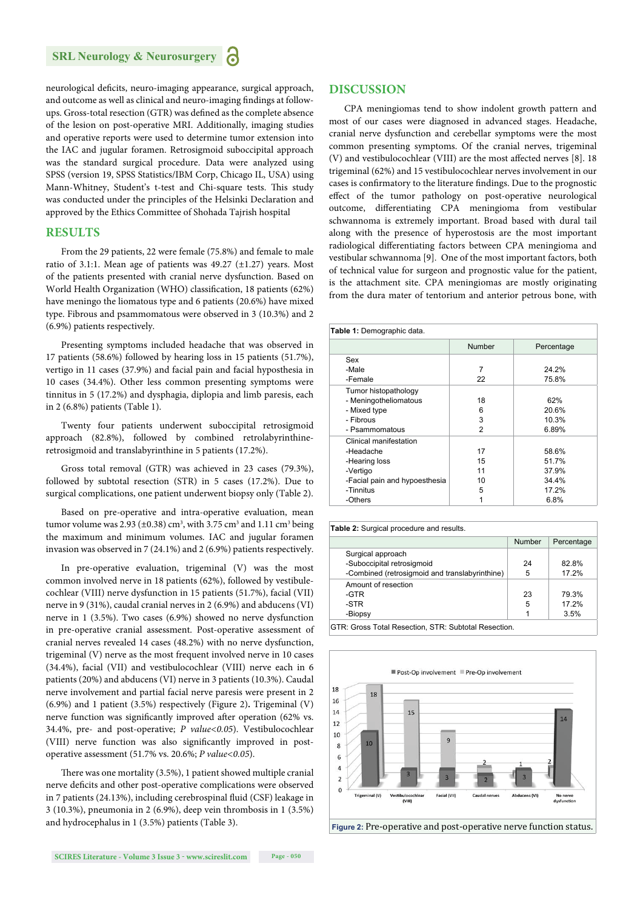neurological deficits, neuro-imaging appearance, surgical approach, and outcome as well as clinical and neuro-imaging findings at follow-ups. Gross-total resection (GTR) was defined as the complete absence of the lesion on post-operative MRI. Additionally, imaging studies and operative reports were used to determine tumor extension into the IAC and jugular foramen. Retrosigmoid suboccipital approach was the standard surgical procedure. Data were analyzed using SPSS (version 19, SPSS Statistics/IBM Corp, Chicago IL, USA) using Mann-Whitney, Student's t-test and Chi-square tests. This study was conducted under the principles of the Helsinki Declaration and approved by the Ethics Committee of Shohada Tajrish hospital

## RESULTS

From the 29 patients, 22 were female (75.8%) and female to male ratio of 3.1:1. Mean age of patients was 49.27 (±1.27) years. Most of the patients presented with cranial nerve dysfunction. Based on World Health Organization (WHO) classification, 18 patients (62%) have meningo the liomatous type and 6 patients (20.6%) have mixed type. Fibrous and psammomatous were observed in 3 (10.3%) and 2 (6.9%) patients respectively.

Presenting symptoms included headache that was observed in 17 patients (58.6%) followed by hearing loss in 15 patients (51.7%), vertigo in 11 cases (37.9%) and facial pain and facial hypothesia in 10 cases (34.4%). Other less common presenting symptoms were tinnitus in 5 (17.2%) and dysphagia, diplopia and limb paresis, each in 2 (6.8%) patients (Table 1).

Twenty four patients underwent suboccipital retrosigmoid approach (82.8%), followed by combined retrolabyrinthine-retrosigmoid and translabyrinthine in 5 patients (17.2%).

Gross total removal (GTR) was achieved in 23 cases (79.3%), followed by subtotal resection (STR) in 5 cases (17.2%). Due to surgical complications, one patient underwent biopsy only (Table 2).

Based on pre-operative and intra-operative evaluation, mean tumor volume was 2.93 (±0.38) cm$^3$, with 3.75 cm$^3$ and 1.11 cm$^3$ being the maximum and minimum volumes. IAC and jugular foramen invasion was observed in 7 (24.1%) and 2 (6.9%) patients respectively.

In pre-operative evaluation, trigeminal (V) was the most common involved nerve in 18 patients (62%), followed by vestibule-cochlear (VIII) nerve dysfunction in 15 patients (51.7%), facial (VII) nerve in 9 (31%), caudal cranial nerves in 2 (6.9%) and abducens (VI) nerve in 1 (3.5%). Two cases (6.9%) showed no nerve dysfunction in pre-operative cranial assessment. Post-operative assessment of cranial nerves revealed 14 cases (48.2%) with no nerve dysfunction, trigeminal (V) nerve as the most frequent involved nerve in 10 cases (34.4%), facial (VII) and vestibulocochlear (VIII) nerve each in 6 patients (20%) and abducens (VI) nerve in 3 patients (10.3%). Caudal nerve involvement and partial facial nerve paresis were present in 2 (6.9%) and 1 patient (3.5%) respectively (Figure 2). Trigeminal (V) nerve function was significantly improved after operation (62% vs. 34.4%, pre- and post-operative; *P value<0.05*). Vestibulocochlear (VIII) nerve function was also significantly improved in post-operative assessment (51.7% vs. 20.6%; *P value<0.05*).

There was one mortality (3.5%), 1 patient showed multiple cranial nerve deficits and other post-operative complications were observed in 7 patients (24.13%), including cerebrospinal fluid (CSF) leakage in 3 (10.3%), pneumonia in 2 (6.9%), deep vein thrombosis in 1 (3.5%) and hydrocephalus in 1 (3.5%) patients (Table 3).

## DISCUSSION

CPA meningiomas tend to show indolent growth pattern and most of our cases were diagnosed in advanced stages. Headache, cranial nerve dysfunction and cerebellar symptoms were the most common presenting symptoms. Of the cranial nerves, trigeminal (V) and vestibulocochlear (VIII) are the most affected nerves [8]. 18 trigeminal (62%) and 15 vestibulocochlear nerves involvement in our cases is confirmatory to the literature findings. Due to the prognostic effect of the tumor pathology on post-operative neurological outcome, differentiating CPA meningioma from vestibular schwannoma is extremely important. Broad based with dural tail along with the presence of hyperostosis are the most important radiological differentiating factors between CPA meningioma and vestibular schwannoma [9]. One of the most important factors, both of technical value for surgeon and prognostic value for the patient, is the attachment site. CPA meningiomas are mostly originating from the dura mater of tentorium and anterior petrous bone, with

**Table 1:** Demographic data.

| | Number | Percentage |
|---|---|---|
| Sex | | |
| -Male | 7 | 24.2% |
| -Female | 22 | 75.8% |
| Tumor histopathology | | |
| - Meningotheliomatous | 18 | 62% |
| - Mixed type | 6 | 20.6% |
| - Fibrous | 3 | 10.3% |
| - Psammomatous | 2 | 6.89% |
| Clinical manifestation | | |
| -Headache | 17 | 58.6% |
| -Hearing loss | 15 | 51.7% |
| -Vertigo | 11 | 37.9% |
| -Facial pain and hypoesthesia | 10 | 34.4% |
| -Tinnitus | 5 | 17.2% |
| -Others | 1 | 6.8% |

**Table 2:** Surgical procedure and results.

| | Number | Percentage |
|---|---|---|
| Surgical approach | | |
| -Suboccipital retrosigmoid | 24 | 82.8% |
| -Combined (retrosigmoid and translabyrinthine) | 5 | 17.2% |
| Amount of resection | | |
| -GTR | 23 | 79.3% |
| -STR | 5 | 17.2% |
| -Biopsy | 1 | 3.5% |

GTR: Gross Total Resection, STR: Subtotal Resection.

**Figure 2:** Pre-operative and post-operative nerve function status.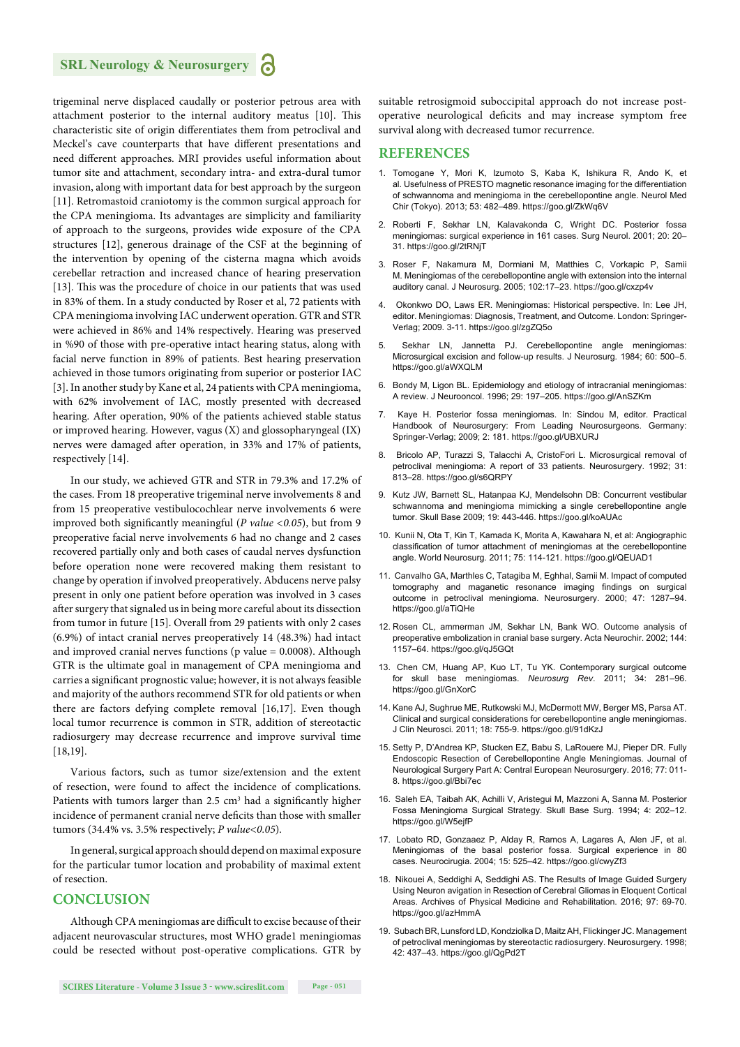trigeminal nerve displaced caudally or posterior petrous area with attachment posterior to the internal auditory meatus [10]. This characteristic site of origin differentiates them from petroclival and Meckel's cave counterparts that have different presentations and need different approaches. MRI provides useful information about tumor site and attachment, secondary intra- and extra-dural tumor invasion, along with important data for best approach by the surgeon [11]. Retromastoid craniotomy is the common surgical approach for the CPA meningioma. Its advantages are simplicity and familiarity of approach to the surgeons, provides wide exposure of the CPA structures [12], generous drainage of the CSF at the beginning of the intervention by opening of the cisterna magna which avoids cerebellar retraction and increased chance of hearing preservation [13]. This was the procedure of choice in our patients that was used in 83% of them. In a study conducted by Roser et al, 72 patients with CPA meningioma involving IAC underwent operation. GTR and STR were achieved in 86% and 14% respectively. Hearing was preserved in %90 of those with pre-operative intact hearing status, along with facial nerve function in 89% of patients. Best hearing preservation achieved in those tumors originating from superior or posterior IAC [3]. In another study by Kane et al, 24 patients with CPA meningioma, with 62% involvement of IAC, mostly presented with decreased hearing. After operation, 90% of the patients achieved stable status or improved hearing. However, vagus (X) and glossopharyngeal (IX) nerves were damaged after operation, in 33% and 17% of patients, respectively [14].

In our study, we achieved GTR and STR in 79.3% and 17.2% of the cases. From 18 preoperative trigeminal nerve involvements 8 and from 15 preoperative vestibulocochlear nerve involvements 6 were improved both significantly meaningful (*P value <0.05*), but from 9 preoperative facial nerve involvements 6 had no change and 2 cases recovered partially only and both cases of caudal nerves dysfunction before operation none were recovered making them resistant to change by operation if involved preoperatively. Abducens nerve palsy present in only one patient before operation was involved in 3 cases after surgery that signaled us in being more careful about its dissection from tumor in future [15]. Overall from 29 patients with only 2 cases (6.9%) of intact cranial nerves preoperatively 14 (48.3%) had intact and improved cranial nerves functions (p value = 0.0008). Although GTR is the ultimate goal in management of CPA meningioma and carries a significant prognostic value; however, it is not always feasible and majority of the authors recommend STR for old patients or when there are factors defying complete removal [16,17]. Even though local tumor recurrence is common in STR, addition of stereotactic radiosurgery may decrease recurrence and improve survival time [18,19].

Various factors, such as tumor size/extension and the extent of resection, were found to affect the incidence of complications. Patients with tumors larger than 2.5 $cm^3$ had a significantly higher incidence of permanent cranial nerve deficits than those with smaller tumors (34.4% vs. 3.5% respectively; *P value<0.05*).

In general, surgical approach should depend on maximal exposure for the particular tumor location and probability of maximal extent of resection.

## CONCLUSION

Although CPA meningiomas are difficult to excise because of their adjacent neurovascular structures, most WHO grade1 meningiomas could be resected without post-operative complications. GTR by suitable retrosigmoid suboccipital approach do not increase post-operative neurological deficits and may increase symptom free survival along with decreased tumor recurrence.

## REFERENCES

1. Tomogane Y, Mori K, Izumoto S, Kaba K, Ishikura R, Ando K, et al. Usefulness of PRESTO magnetic resonance imaging for the differentiation of schwannoma and meningioma in the cerebellopontine angle. Neurol Med Chir (Tokyo). 2013; 53: 482–489. https://goo.gl/ZkWq6V
2. Roberti F, Sekhar LN, Kalavakonda C, Wright DC. Posterior fossa meningiomas: surgical experience in 161 cases. Surg Neurol. 2001; 20: 20–31. https://goo.gl/2tRNjT
3. Roser F, Nakamura M, Dormiani M, Matthies C, Vorkapic P, Samii M. Meningiomas of the cerebellopontine angle with extension into the internal auditory canal. J Neurosurg. 2005; 102:17–23. https://goo.gl/cxzp4v
4. Okonkwo DO, Laws ER. Meningiomas: Historical perspective. In: Lee JH, editor. Meningiomas: Diagnosis, Treatment, and Outcome. London: Springer-Verlag; 2009. 3-11. https://goo.gl/zgZQ5o
5. Sekhar LN, Jannetta PJ. Cerebellopontine angle meningiomas: Microsurgical excision and follow-up results. J Neurosurg. 1984; 60: 500–5. https://goo.gl/aWXQLM
6. Bondy M, Ligon BL. Epidemiology and etiology of intracranial meningiomas: A review. J Neurooncol. 1996; 29: 197–205. https://goo.gl/AnSZKm
7. Kaye H. Posterior fossa meningiomas. In: Sindou M, editor. Practical Handbook of Neurosurgery: From Leading Neurosurgeons. Germany: Springer-Verlag; 2009; 2: 181. https://goo.gl/UBXURJ
8. Bricolo AP, Turazzi S, Talacchi A, CristoFori L. Microsurgical removal of petroclival meningioma: A report of 33 patients. Neurosurgery. 1992; 31: 813–28. https://goo.gl/s6QRPY
9. Kutz JW, Barnett SL, Hatanpaa KJ, Mendelsohn DB: Concurrent vestibular schwannoma and meningioma mimicking a single cerebellopontine angle tumor. Skull Base 2009; 19: 443-446. https://goo.gl/koAUAc
10. Kunii N, Ota T, Kin T, Kamada K, Morita A, Kawahara N, et al: Angiographic classification of tumor attachment of meningiomas at the cerebellopontine angle. World Neurosurg. 2011; 75: 114-121. https://goo.gl/QEUAD1
11. Canvalho GA, Marthles C, Tatagiba M, Eghhal, Samii M. Impact of computed tomography and maganetic resonance imaging findings on surgical outcome in petroclival meningioma. Neurosurgery. 2000; 47: 1287–94. https://goo.gl/aTiQHe
12. Rosen CL, ammerman JM, Sekhar LN, Bank WO. Outcome analysis of preoperative embolization in cranial base surgery. Acta Neurochir. 2002; 144: 1157–64. https://goo.gl/qJ5GQt
13. Chen CM, Huang AP, Kuo LT, Tu YK. Contemporary surgical outcome for skull base meningiomas. *Neurosurg Rev*. 2011; 34: 281–96. https://goo.gl/GnXorC
14. Kane AJ, Sughrue ME, Rutkowski MJ, McDermott MW, Berger MS, Parsa AT. Clinical and surgical considerations for cerebellopontine angle meningiomas. J Clin Neurosci. 2011; 18: 755-9. https://goo.gl/91dKzJ
15. Setty P, D'Andrea KP, Stucken EZ, Babu S, LaRouere MJ, Pieper DR. Fully Endoscopic Resection of Cerebellopontine Angle Meningiomas. Journal of Neurological Surgery Part A: Central European Neurosurgery. 2016; 77: 011-8. https://goo.gl/Bbi7ec
16. Saleh EA, Taibah AK, Achilli V, Aristegui M, Mazzoni A, Sanna M. Posterior Fossa Meningioma Surgical Strategy. Skull Base Surg. 1994; 4: 202–12. https://goo.gl/W5ejfP
17. Lobato RD, Gonzaaez P, Alday R, Ramos A, Lagares A, Alen JF, et al. Meningiomas of the basal posterior fossa. Surgical experience in 80 cases. Neurocirugia. 2004; 15: 525–42. https://goo.gl/cwyZf3
18. Nikouei A, Seddighi A, Seddighi AS. The Results of Image Guided Surgery Using Neuron avigation in Resection of Cerebral Gliomas in Eloquent Cortical Areas. Archives of Physical Medicine and Rehabilitation. 2016; 97: 69-70. https://goo.gl/azHmmA
19. Subach BR, Lunsford LD, Kondziolka D, Maitz AH, Flickinger JC. Management of petroclival meningiomas by stereotactic radiosurgery. Neurosurgery. 1998; 42: 437–43. https://goo.gl/QgPd2T